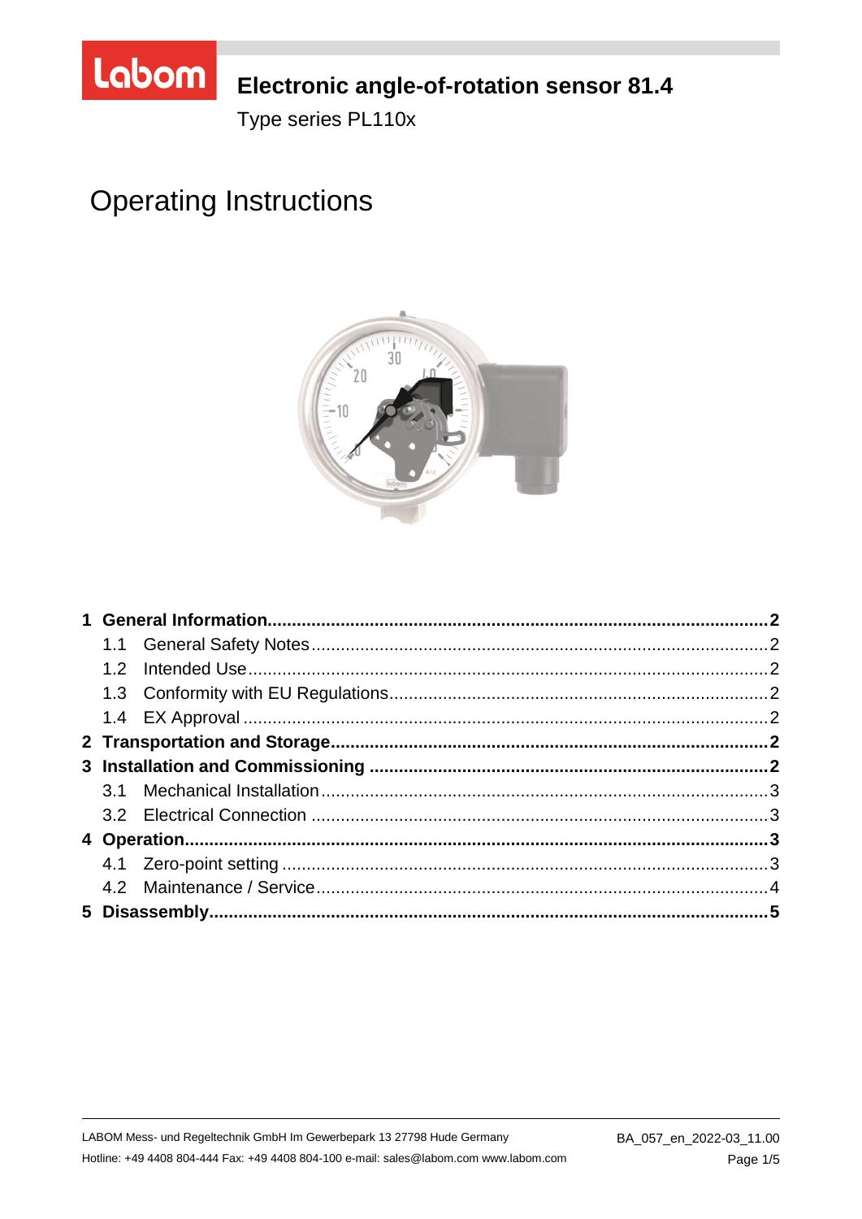# Electronic angle-of-rotation sensor 81.4

Type series PL110x

## Operating Instructions

**1 General Information** .......... **2**
- 1.1 General Safety Notes .......... 2
- 1.2 Intended Use .......... 2
- 1.3 Conformity with EU Regulations .......... 2
- 1.4 EX Approval .......... 2

**2 Transportation and Storage** .......... **2**

**3 Installation and Commissioning** .......... **2**
- 3.1 Mechanical Installation .......... 3
- 3.2 Electrical Connection .......... 3

**4 Operation** .......... **3**
- 4.1 Zero-point setting .......... 3
- 4.2 Maintenance / Service .......... 4

**5 Disassembly** .......... **5**

LABOM Mess- und Regeltechnik GmbH Im Gewerbepark 13 27798 Hude Germany
Hotline: +49 4408 804-444 Fax: +49 4408 804-100 e-mail: sales@labom.com www.labom.com

BA_057_en_2022-03_11.00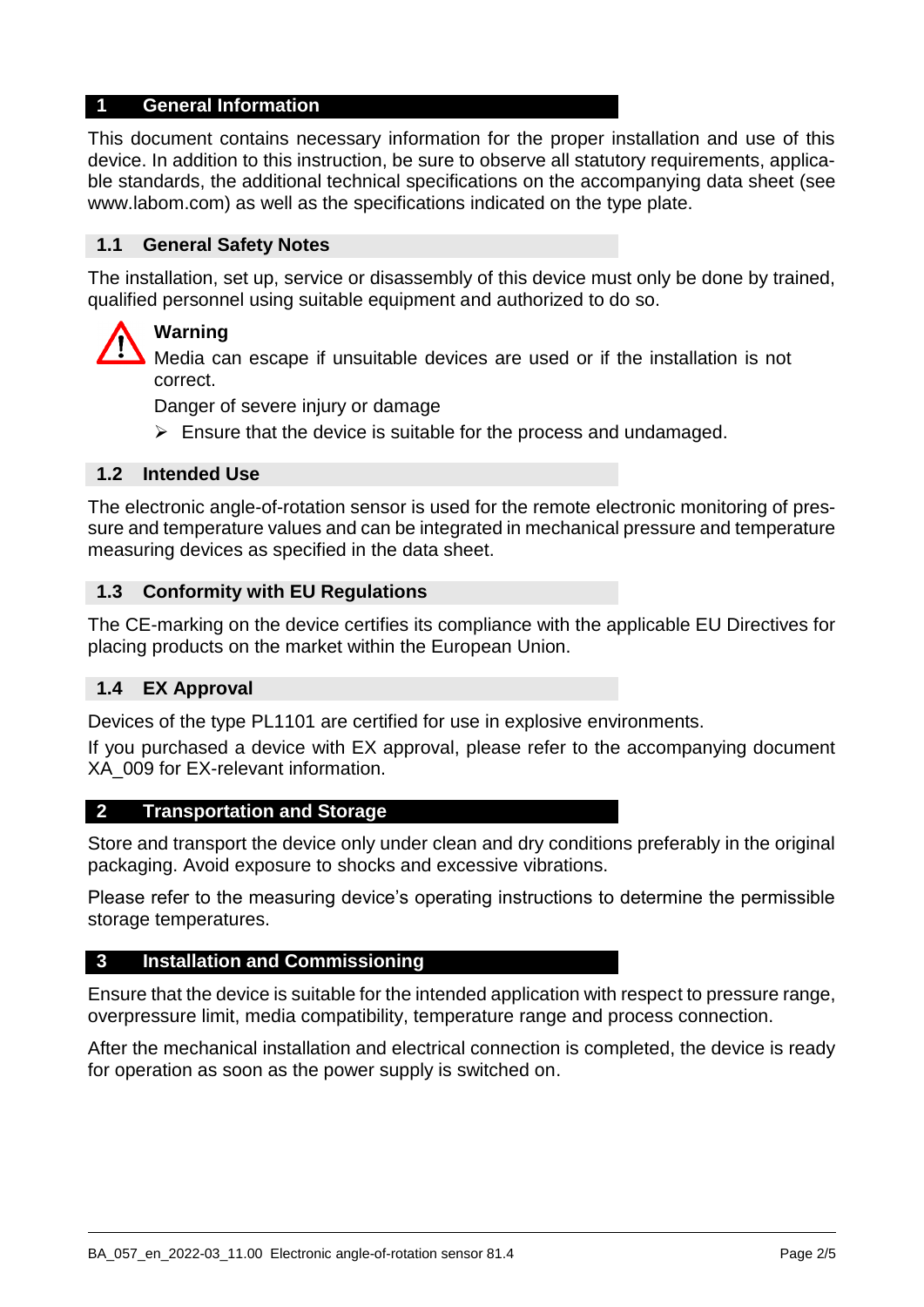# 1 General Information

This document contains necessary information for the proper installation and use of this device. In addition to this instruction, be sure to observe all statutory requirements, applicable standards, the additional technical specifications on the accompanying data sheet (see www.labom.com) as well as the specifications indicated on the type plate.

## 1.1 General Safety Notes

The installation, set up, service or disassembly of this device must only be done by trained, qualified personnel using suitable equipment and authorized to do so.

**Warning**

Media can escape if unsuitable devices are used or if the installation is not correct.

Danger of severe injury or damage

- Ensure that the device is suitable for the process and undamaged.

## 1.2 Intended Use

The electronic angle-of-rotation sensor is used for the remote electronic monitoring of pressure and temperature values and can be integrated in mechanical pressure and temperature measuring devices as specified in the data sheet.

## 1.3 Conformity with EU Regulations

The CE-marking on the device certifies its compliance with the applicable EU Directives for placing products on the market within the European Union.

## 1.4 EX Approval

Devices of the type PL1101 are certified for use in explosive environments.

If you purchased a device with EX approval, please refer to the accompanying document XA_009 for EX-relevant information.

# 2 Transportation and Storage

Store and transport the device only under clean and dry conditions preferably in the original packaging. Avoid exposure to shocks and excessive vibrations.

Please refer to the measuring device's operating instructions to determine the permissible storage temperatures.

# 3 Installation and Commissioning

Ensure that the device is suitable for the intended application with respect to pressure range, overpressure limit, media compatibility, temperature range and process connection.

After the mechanical installation and electrical connection is completed, the device is ready for operation as soon as the power supply is switched on.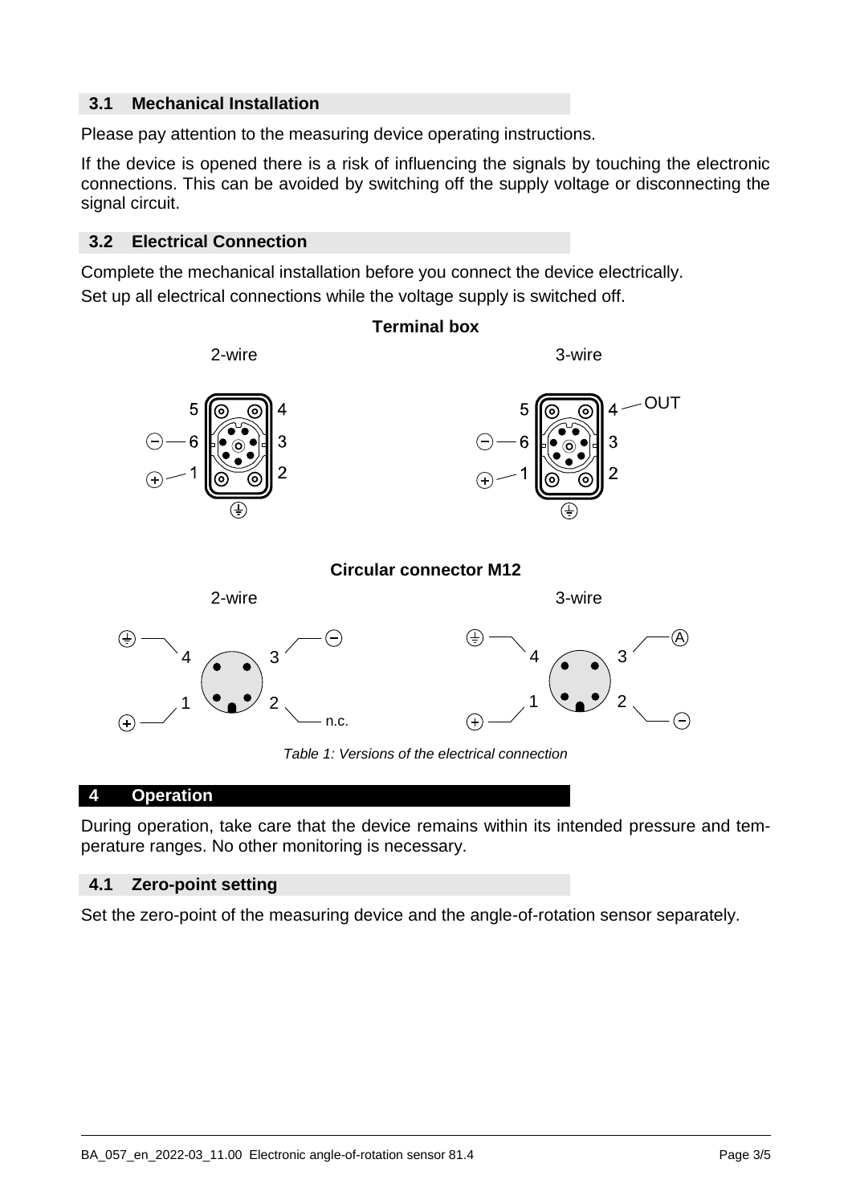### 3.1 Mechanical Installation

Please pay attention to the measuring device operating instructions.

If the device is opened there is a risk of influencing the signals by touching the electronic connections. This can be avoided by switching off the supply voltage or disconnecting the signal circuit.

### 3.2 Electrical Connection

Complete the mechanical installation before you connect the device electrically.

Set up all electrical connections while the voltage supply is switched off.

**Terminal box**

2-wire

5 4

⊖ — 6 3

⊕ — 1 2

⏚

3-wire

5 4 — OUT

⊖ — 6 3

⊕ — 1 2

⏚

**Circular connector M12**

2-wire

⏚ — 4, 3 — ⊖

⊕ — 1, 2 — n.c.

3-wire

⏚ — 4, 3 — Ⓐ

⊕ — 1, 2 — ⊖

*Table 1: Versions of the electrical connection*

## 4 Operation

During operation, take care that the device remains within its intended pressure and temperature ranges. No other monitoring is necessary.

### 4.1 Zero-point setting

Set the zero-point of the measuring device and the angle-of-rotation sensor separately.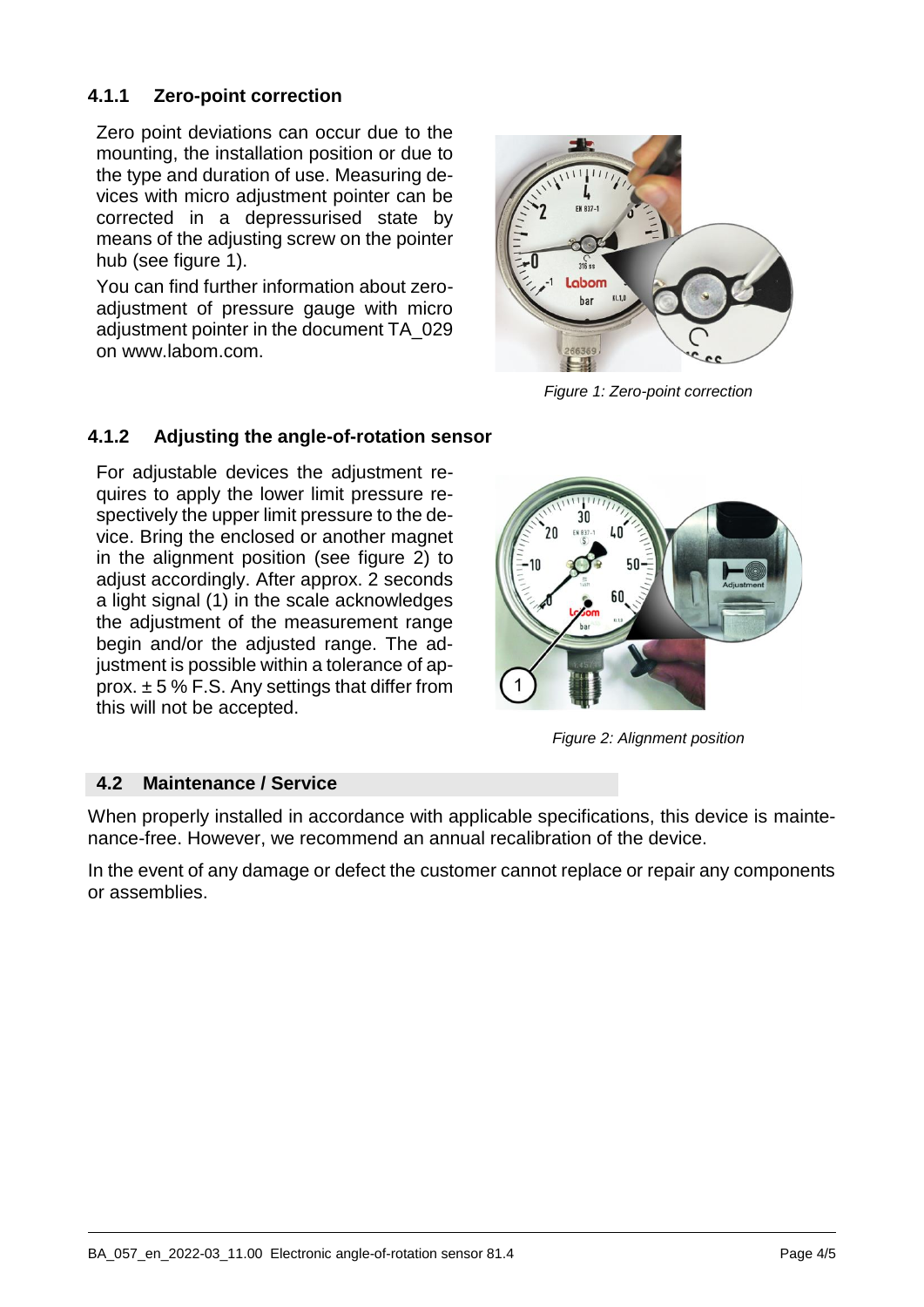### 4.1.1 Zero-point correction

Zero point deviations can occur due to the mounting, the installation position or due to the type and duration of use. Measuring devices with micro adjustment pointer can be corrected in a depressurised state by means of the adjusting screw on the pointer hub (see figure 1).

You can find further information about zero-adjustment of pressure gauge with micro adjustment pointer in the document TA_029 on www.labom.com.

*Figure 1: Zero-point correction*

### 4.1.2 Adjusting the angle-of-rotation sensor

For adjustable devices the adjustment requires to apply the lower limit pressure respectively the upper limit pressure to the device. Bring the enclosed or another magnet in the alignment position (see figure 2) to adjust accordingly. After approx. 2 seconds a light signal (1) in the scale acknowledges the adjustment of the measurement range begin and/or the adjusted range. The adjustment is possible within a tolerance of approx. ± 5 % F.S. Any settings that differ from this will not be accepted.

*Figure 2: Alignment position*

## 4.2 Maintenance / Service

When properly installed in accordance with applicable specifications, this device is maintenance-free. However, we recommend an annual recalibration of the device.

In the event of any damage or defect the customer cannot replace or repair any components or assemblies.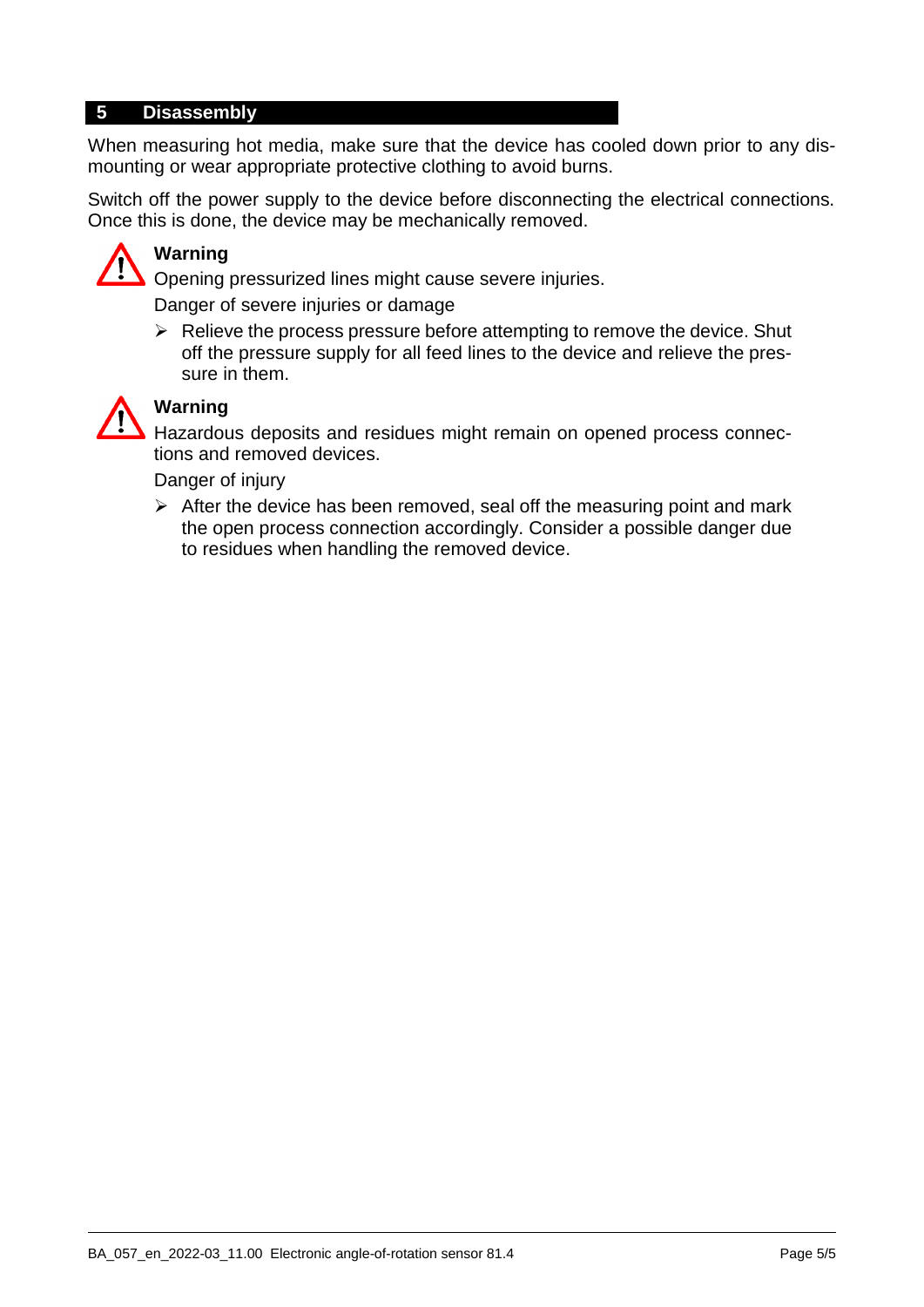## 5 Disassembly

When measuring hot media, make sure that the device has cooled down prior to any dismounting or wear appropriate protective clothing to avoid burns.

Switch off the power supply to the device before disconnecting the electrical connections. Once this is done, the device may be mechanically removed.

**Warning**

Opening pressurized lines might cause severe injuries.

Danger of severe injuries or damage

- Relieve the process pressure before attempting to remove the device. Shut off the pressure supply for all feed lines to the device and relieve the pressure in them.

**Warning**

Hazardous deposits and residues might remain on opened process connections and removed devices.

Danger of injury

- After the device has been removed, seal off the measuring point and mark the open process connection accordingly. Consider a possible danger due to residues when handling the removed device.